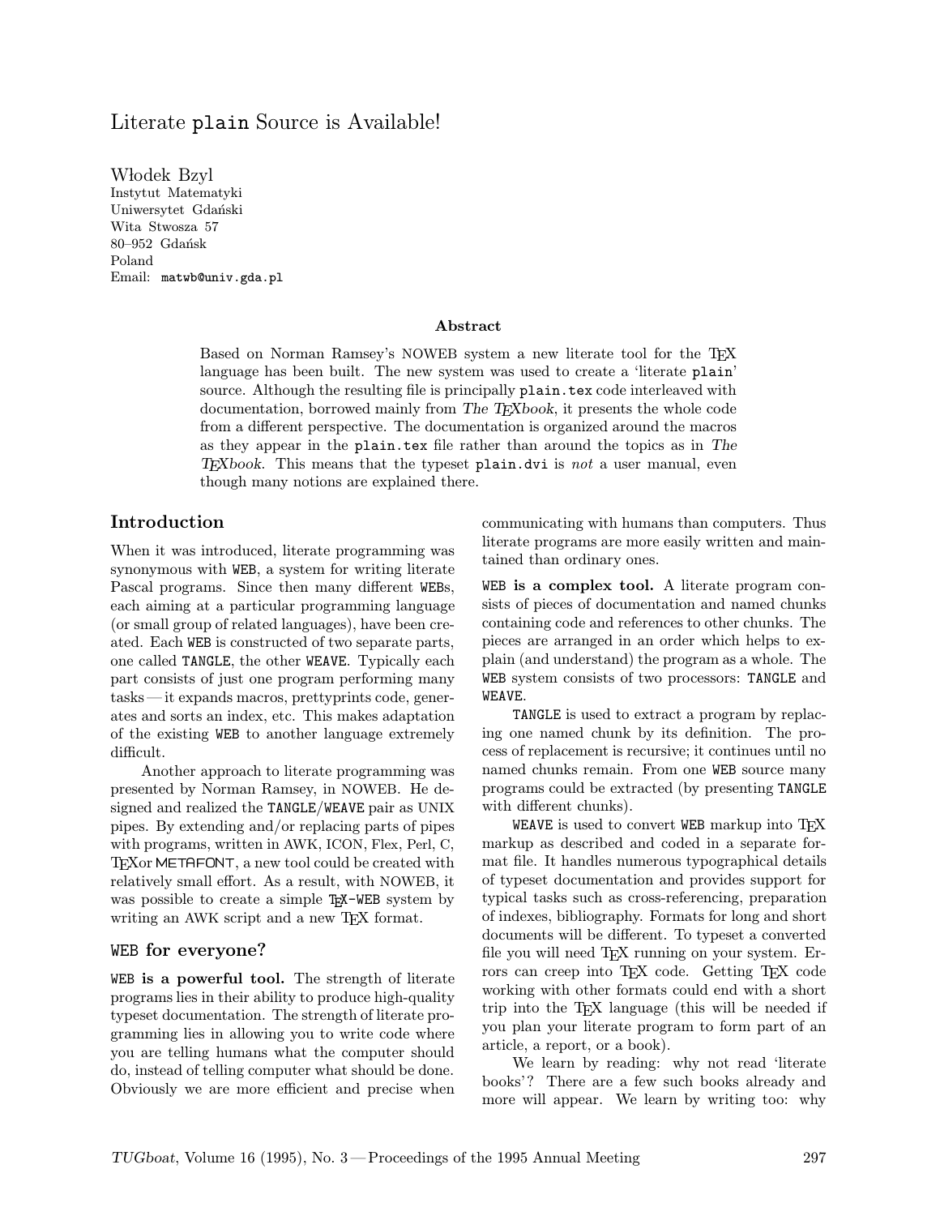# Literate `plain` Source is Available!

Włodek Bzyl
Instytut Matematyki
Uniwersytet Gdański
Wita Stwosza 57
80–952 Gdańsk
Poland
Email: `matwb@univ.gda.pl`

### Abstract

Based on Norman Ramsey's NOWEB system a new literate tool for the TEX language has been built. The new system was used to create a 'literate `plain`' source. Although the resulting file is principally `plain.tex` code interleaved with documentation, borrowed mainly from *The TEXbook*, it presents the whole code from a different perspective. The documentation is organized around the macros as they appear in the `plain.tex` file rather than around the topics as in *The TEXbook*. This means that the typeset `plain.dvi` is *not* a user manual, even though many notions are explained there.

## Introduction

When it was introduced, literate programming was synonymous with `WEB`, a system for writing literate Pascal programs. Since then many different `WEB`s, each aiming at a particular programming language (or small group of related languages), have been created. Each `WEB` is constructed of two separate parts, one called `TANGLE`, the other `WEAVE`. Typically each part consists of just one program performing many tasks — it expands macros, prettyprints code, generates and sorts an index, etc. This makes adaptation of the existing `WEB` to another language extremely difficult.

Another approach to literate programming was presented by Norman Ramsey, in NOWEB. He designed and realized the `TANGLE`/`WEAVE` pair as UNIX pipes. By extending and/or replacing parts of pipes with programs, written in AWK, ICON, Flex, Perl, C, TEXor METAFONT, a new tool could be created with relatively small effort. As a result, with NOWEB, it was possible to create a simple `TEX-WEB` system by writing an AWK script and a new TEX format.

### `WEB` for everyone?

**`WEB` is a powerful tool.** The strength of literate programs lies in their ability to produce high-quality typeset documentation. The strength of literate programming lies in allowing you to write code where you are telling humans what the computer should do, instead of telling computer what should be done. Obviously we are more efficient and precise when communicating with humans than computers. Thus literate programs are more easily written and maintained than ordinary ones.

**`WEB` is a complex tool.** A literate program consists of pieces of documentation and named chunks containing code and references to other chunks. The pieces are arranged in an order which helps to explain (and understand) the program as a whole. The `WEB` system consists of two processors: `TANGLE` and `WEAVE`.

`TANGLE` is used to extract a program by replacing one named chunk by its definition. The process of replacement is recursive; it continues until no named chunks remain. From one `WEB` source many programs could be extracted (by presenting `TANGLE` with different chunks).

`WEAVE` is used to convert `WEB` markup into TEX markup as described and coded in a separate format file. It handles numerous typographical details of typeset documentation and provides support for typical tasks such as cross-referencing, preparation of indexes, bibliography. Formats for long and short documents will be different. To typeset a converted file you will need TEX running on your system. Errors can creep into TEX code. Getting TEX code working with other formats could end with a short trip into the TEX language (this will be needed if you plan your literate program to form part of an article, a report, or a book).

We learn by reading: why not read 'literate books'? There are a few such books already and more will appear. We learn by writing too: why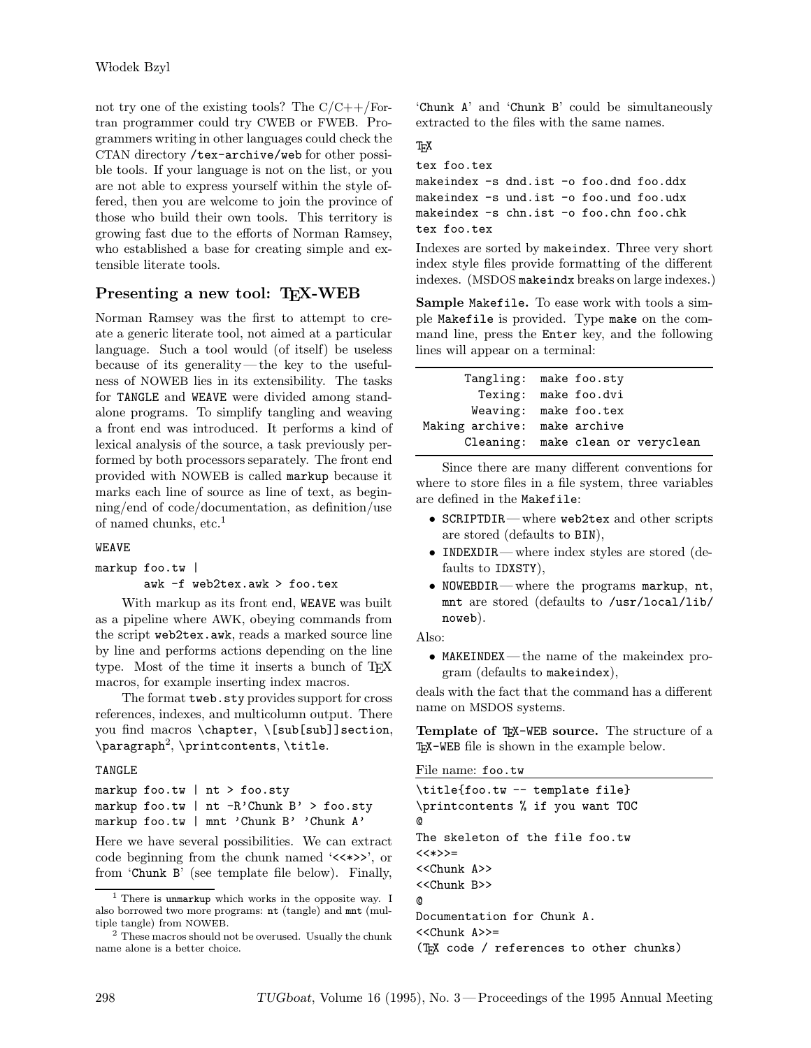not try one of the existing tools? The C/C++/Fortran programmer could try CWEB or FWEB. Programmers writing in other languages could check the CTAN directory `/tex-archive/web` for other possible tools. If your language is not on the list, or you are not able to express yourself within the style offered, then you are welcome to join the province of those who build their own tools. This territory is growing fast due to the efforts of Norman Ramsey, who established a base for creating simple and extensible literate tools.

## Presenting a new tool: TEX-WEB

Norman Ramsey was the first to attempt to create a generic literate tool, not aimed at a particular language. Such a tool would (of itself) be useless because of its generality — the key to the usefulness of NOWEB lies in its extensibility. The tasks for `TANGLE` and `WEAVE` were divided among standalone programs. To simplify tangling and weaving a front end was introduced. It performs a kind of lexical analysis of the source, a task previously performed by both processors separately. The front end provided with NOWEB is called `markup` because it marks each line of source as line of text, as beginning/end of code/documentation, as definition/use of named chunks, etc.[1]

`WEAVE`

```
markup foo.tw |
        awk -f web2tex.awk > foo.tex
```

With markup as its front end, `WEAVE` was built as a pipeline where AWK, obeying commands from the script `web2tex.awk`, reads a marked source line by line and performs actions depending on the line type. Most of the time it inserts a bunch of TEX macros, for example inserting index macros.

The format `tweb.sty` provides support for cross references, indexes, and multicolumn output. There you find macros `\chapter`, `\[sub[sub]]section`, `\paragraph`[2], `\printcontents`, `\title`.

`TANGLE`

```
markup foo.tw | nt > foo.sty
markup foo.tw | nt -R'Chunk B' > foo.sty
markup foo.tw | mnt 'Chunk B' 'Chunk A'
```

Here we have several possibilities. We can extract code beginning from the chunk named '`<<*>>`', or from '`Chunk B`' (see template file below). Finally, '`Chunk A`' and '`Chunk B`' could be simultaneously extracted to the files with the same names.

TEX

```
tex foo.tex
makeindex -s dnd.ist -o foo.dnd foo.ddx
makeindex -s und.ist -o foo.und foo.udx
makeindex -s chn.ist -o foo.chn foo.chk
tex foo.tex
```

Indexes are sorted by `makeindex`. Three very short index style files provide formatting of the different indexes. (MSDOS `makeindx` breaks on large indexes.)

**Sample `Makefile`.** To ease work with tools a simple `Makefile` is provided. Type `make` on the command line, press the `Enter` key, and the following lines will appear on a terminal:

```
       Tangling:  make foo.sty
         Texing:  make foo.dvi
        Weaving:  make foo.tex
 Making archive:  make archive
       Cleaning:  make clean or veryclean
```

Since there are many different conventions for where to store files in a file system, three variables are defined in the `Makefile`:

- `SCRIPTDIR` — where `web2tex` and other scripts are stored (defaults to `BIN`),
- `INDEXDIR` — where index styles are stored (defaults to `IDXSTY`),
- `NOWEBDIR` — where the programs `markup`, `nt`, `mnt` are stored (defaults to `/usr/local/lib/noweb`).

Also:

- `MAKEINDEX` — the name of the makeindex program (defaults to `makeindex`),

deals with the fact that the command has a different name on MSDOS systems.

**Template of TEX-WEB source.** The structure of a TEX-WEB file is shown in the example below.

File name: `foo.tw`

```
\title{foo.tw -- template file}
\printcontents % if you want TOC
@
The skeleton of the file foo.tw
<<*>>=
<<Chunk A>>
<<Chunk B>>
@
Documentation for Chunk A.
<<Chunk A>>=
(TeX code / references to other chunks)
```

[1] There is `unmarkup` which works in the opposite way. I also borrowed two more programs: `nt` (tangle) and `mnt` (multiple tangle) from NOWEB.

[2] These macros should not be overused. Usually the chunk name alone is a better choice.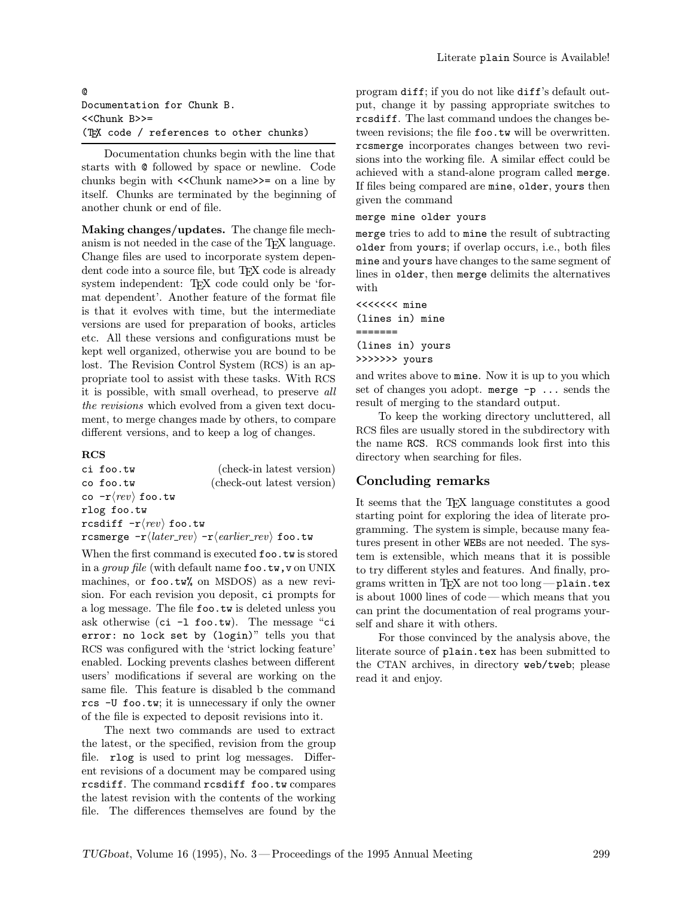```
@
Documentation for Chunk B.
<<Chunk B>>=
(TeX code / references to other chunks)
```

Documentation chunks begin with the line that starts with `@` followed by space or newline. Code chunks begin with `<<Chunk name>>=` on a line by itself. Chunks are terminated by the beginning of another chunk or end of file.

**Making changes/updates.** The change file mechanism is not needed in the case of the TeX language. Change files are used to incorporate system dependent code into a source file, but TeX code is already system independent: TeX code could only be 'format dependent'. Another feature of the format file is that it evolves with time, but the intermediate versions are used for preparation of books, articles etc. All these versions and configurations must be kept well organized, otherwise you are bound to be lost. The Revision Control System (RCS) is an appropriate tool to assist with these tasks. With RCS it is possible, with small overhead, to preserve *all the revisions* which evolved from a given text document, to merge changes made by others, to compare different versions, and to keep a log of changes.

**RCS**

```
ci foo.tw                   (check-in latest version)
co foo.tw                   (check-out latest version)
co -r⟨rev⟩ foo.tw
rlog foo.tw
rcsdiff -r⟨rev⟩ foo.tw
rcsmerge -r⟨later_rev⟩ -r⟨earlier_rev⟩ foo.tw
```

When the first command is executed `foo.tw` is stored in a *group file* (with default name `foo.tw,v` on UNIX machines, or `foo.tw%` on MSDOS) as a new revision. For each revision you deposit, `ci` prompts for a log message. The file `foo.tw` is deleted unless you ask otherwise (`ci -l foo.tw`). The message "`ci error: no lock set by (login)`" tells you that RCS was configured with the 'strict locking feature' enabled. Locking prevents clashes between different users' modifications if several are working on the same file. This feature is disabled b the command `rcs -U foo.tw`; it is unnecessary if only the owner of the file is expected to deposit revisions into it.

The next two commands are used to extract the latest, or the specified, revision from the group file. `rlog` is used to print log messages. Different revisions of a document may be compared using `rcsdiff`. The command `rcsdiff foo.tw` compares the latest revision with the contents of the working file. The differences themselves are found by the program `diff`; if you do not like `diff`'s default output, change it by passing appropriate switches to `rcsdiff`. The last command undoes the changes between revisions; the file `foo.tw` will be overwritten. `rcsmerge` incorporates changes between two revisions into the working file. A similar effect could be achieved with a stand-alone program called `merge`. If files being compared are `mine`, `older`, `yours` then given the command

```
merge mine older yours
```

`merge` tries to add to `mine` the result of subtracting `older` from `yours`; if overlap occurs, i.e., both files `mine` and `yours` have changes to the same segment of lines in `older`, then `merge` delimits the alternatives with

```
<<<<<<< mine
(lines in) mine
=======
(lines in) yours
>>>>>>> yours
```

and writes above to `mine`. Now it is up to you which set of changes you adopt. `merge -p ...` sends the result of merging to the standard output.

To keep the working directory uncluttered, all RCS files are usually stored in the subdirectory with the name `RCS`. RCS commands look first into this directory when searching for files.

## Concluding remarks

It seems that the TeX language constitutes a good starting point for exploring the idea of literate programming. The system is simple, because many features present in other WEBs are not needed. The system is extensible, which means that it is possible to try different styles and features. And finally, programs written in TeX are not too long — `plain.tex` is about 1000 lines of code — which means that you can print the documentation of real programs yourself and share it with others.

For those convinced by the analysis above, the literate source of `plain.tex` has been submitted to the CTAN archives, in directory `web/tweb`; please read it and enjoy.